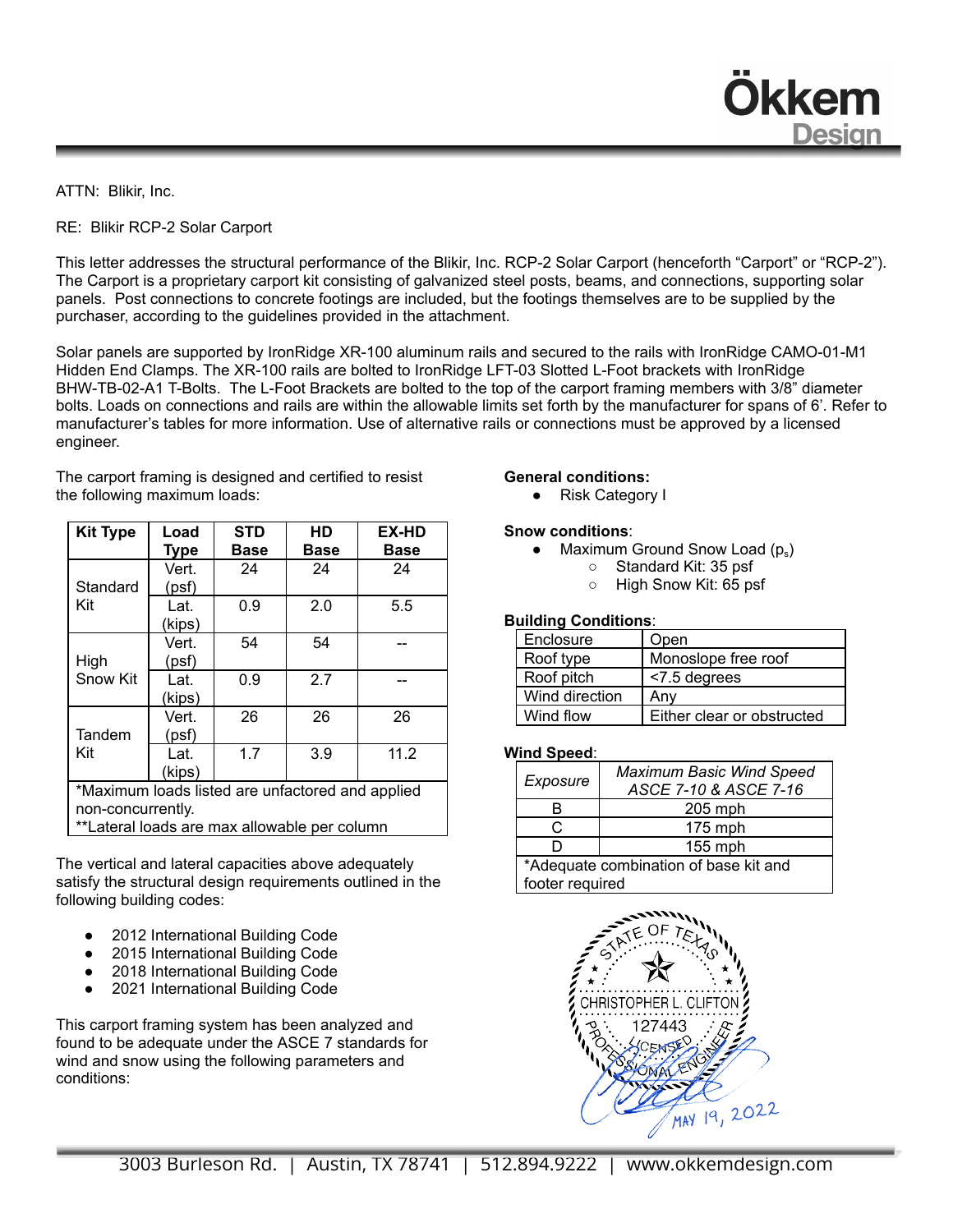ATTN: Blikir, Inc.

RE: Blikir RCP-2 Solar Carport

This letter addresses the structural performance of the Blikir, Inc. RCP-2 Solar Carport (henceforth “Carport” or “RCP-2”). The Carport is a proprietary carport kit consisting of galvanized steel posts, beams, and connections, supporting solar panels. Post connections to concrete footings are included, but the footings themselves are to be supplied by the purchaser, according to the guidelines provided in the attachment.

Solar panels are supported by IronRidge XR-100 aluminum rails and secured to the rails with IronRidge CAMO-01-M1 Hidden End Clamps. The XR-100 rails are bolted to IronRidge LFT-03 Slotted L-Foot brackets with IronRidge BHW-TB-02-A1 T-Bolts. The L-Foot Brackets are bolted to the top of the carport framing members with 3/8” diameter bolts. Loads on connections and rails are within the allowable limits set forth by the manufacturer for spans of 6’. Refer to manufacturer’s tables for more information. Use of alternative rails or connections must be approved by a licensed engineer.

The carport framing is designed and certified to resist the following maximum loads:

| Kit Type | Load Type | STD Base | HD Base | EX-HD Base |
|---|---|---|---|---|
| Standard Kit | Vert. (psf) | 24 | 24 | 24 |
| | Lat. (kips) | 0.9 | 2.0 | 5.5 |
| High Snow Kit | Vert. (psf) | 54 | 54 | -- |
| | Lat. (kips) | 0.9 | 2.7 | -- |
| Tandem Kit | Vert. (psf) | 26 | 26 | 26 |
| | Lat. (kips) | 1.7 | 3.9 | 11.2 |

*Maximum loads listed are unfactored and applied non-concurrently.
**Lateral loads are max allowable per column

The vertical and lateral capacities above adequately satisfy the structural design requirements outlined in the following building codes:

- 2012 International Building Code
- 2015 International Building Code
- 2018 International Building Code
- 2021 International Building Code

This carport framing system has been analyzed and found to be adequate under the ASCE 7 standards for wind and snow using the following parameters and conditions:

**General conditions:**

- Risk Category I

**Snow conditions**:

- Maximum Ground Snow Load ($p_s$)
    - Standard Kit: 35 psf
    - High Snow Kit: 65 psf

**Building Conditions**:

| | |
|---|---|
| Enclosure | Open |
| Roof type | Monoslope free roof |
| Roof pitch | <7.5 degrees |
| Wind direction | Any |
| Wind flow | Either clear or obstructed |

**Wind Speed**:

| *Exposure* | *Maximum Basic Wind Speed ASCE 7-10 & ASCE 7-16* |
|---|---|
| B | 205 mph |
| C | 175 mph |
| D | 155 mph |

*Adequate combination of base kit and footer required

STATE OF TEXAS
CHRISTOPHER L. CLIFTON
127443
LICENSED
PROFESSIONAL ENGINEER
MAY 19, 2022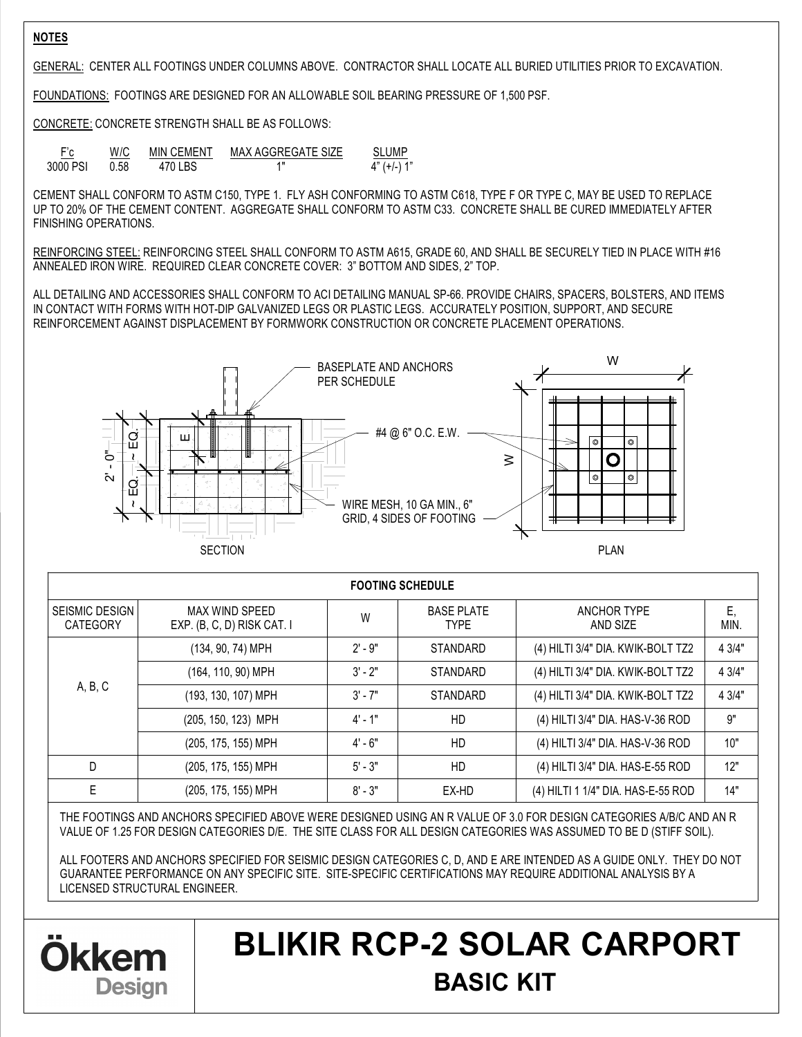## NOTES

GENERAL: CENTER ALL FOOTINGS UNDER COLUMNS ABOVE. CONTRACTOR SHALL LOCATE ALL BURIED UTILITIES PRIOR TO EXCAVATION.

FOUNDATIONS: FOOTINGS ARE DESIGNED FOR AN ALLOWABLE SOIL BEARING PRESSURE OF 1,500 PSF.

CONCRETE: CONCRETE STRENGTH SHALL BE AS FOLLOWS:

| F'c | W/C | MIN CEMENT | MAX AGGREGATE SIZE | SLUMP |
|---|---|---|---|---|
| 3000 PSI | 0.58 | 470 LBS | 1" | 4" (+/-) 1" |

CEMENT SHALL CONFORM TO ASTM C150, TYPE 1. FLY ASH CONFORMING TO ASTM C618, TYPE F OR TYPE C, MAY BE USED TO REPLACE UP TO 20% OF THE CEMENT CONTENT. AGGREGATE SHALL CONFORM TO ASTM C33. CONCRETE SHALL BE CURED IMMEDIATELY AFTER FINISHING OPERATIONS.

REINFORCING STEEL: REINFORCING STEEL SHALL CONFORM TO ASTM A615, GRADE 60, AND SHALL BE SECURELY TIED IN PLACE WITH #16 ANNEALED IRON WIRE. REQUIRED CLEAR CONCRETE COVER: 3" BOTTOM AND SIDES, 2" TOP.

ALL DETAILING AND ACCESSORIES SHALL CONFORM TO ACI DETAILING MANUAL SP-66. PROVIDE CHAIRS, SPACERS, BOLSTERS, AND ITEMS IN CONTACT WITH FORMS WITH HOT-DIP GALVANIZED LEGS OR PLASTIC LEGS. ACCURATELY POSITION, SUPPORT, AND SECURE REINFORCEMENT AGAINST DISPLACEMENT BY FORMWORK CONSTRUCTION OR CONCRETE PLACEMENT OPERATIONS.

BASEPLATE AND ANCHORS PER SCHEDULE

#4 @ 6" O.C. E.W.

WIRE MESH, 10 GA MIN., 6" GRID, 4 SIDES OF FOOTING

2' - 0"; ~ EQ.; ~ EQ.; E; W; W

SECTION

PLAN

| FOOTING SCHEDULE | | | | | |
|---|---|---|---|---|---|
| SEISMIC DESIGN CATEGORY | MAX WIND SPEED EXP. (B, C, D) RISK CAT. I | W | BASE PLATE TYPE | ANCHOR TYPE AND SIZE | E, MIN. |
| A, B, C | (134, 90, 74) MPH | 2' - 9" | STANDARD | (4) HILTI 3/4" DIA. KWIK-BOLT TZ2 | 4 3/4" |
| | (164, 110, 90) MPH | 3' - 2" | STANDARD | (4) HILTI 3/4" DIA. KWIK-BOLT TZ2 | 4 3/4" |
| | (193, 130, 107) MPH | 3' - 7" | STANDARD | (4) HILTI 3/4" DIA. KWIK-BOLT TZ2 | 4 3/4" |
| | (205, 150, 123) MPH | 4' - 1" | HD | (4) HILTI 3/4" DIA. HAS-V-36 ROD | 9" |
| | (205, 175, 155) MPH | 4' - 6" | HD | (4) HILTI 3/4" DIA. HAS-V-36 ROD | 10" |
| D | (205, 175, 155) MPH | 5' - 3" | HD | (4) HILTI 3/4" DIA. HAS-E-55 ROD | 12" |
| E | (205, 175, 155) MPH | 8' - 3" | EX-HD | (4) HILTI 1 1/4" DIA. HAS-E-55 ROD | 14" |

THE FOOTINGS AND ANCHORS SPECIFIED ABOVE WERE DESIGNED USING AN R VALUE OF 3.0 FOR DESIGN CATEGORIES A/B/C AND AN R VALUE OF 1.25 FOR DESIGN CATEGORIES D/E. THE SITE CLASS FOR ALL DESIGN CATEGORIES WAS ASSUMED TO BE D (STIFF SOIL).

ALL FOOTERS AND ANCHORS SPECIFIED FOR SEISMIC DESIGN CATEGORIES C, D, AND E ARE INTENDED AS A GUIDE ONLY. THEY DO NOT GUARANTEE PERFORMANCE ON ANY SPECIFIC SITE. SITE-SPECIFIC CERTIFICATIONS MAY REQUIRE ADDITIONAL ANALYSIS BY A LICENSED STRUCTURAL ENGINEER.

Ökkem Design

# BLIKIR RCP-2 SOLAR CARPORT

## BASIC KIT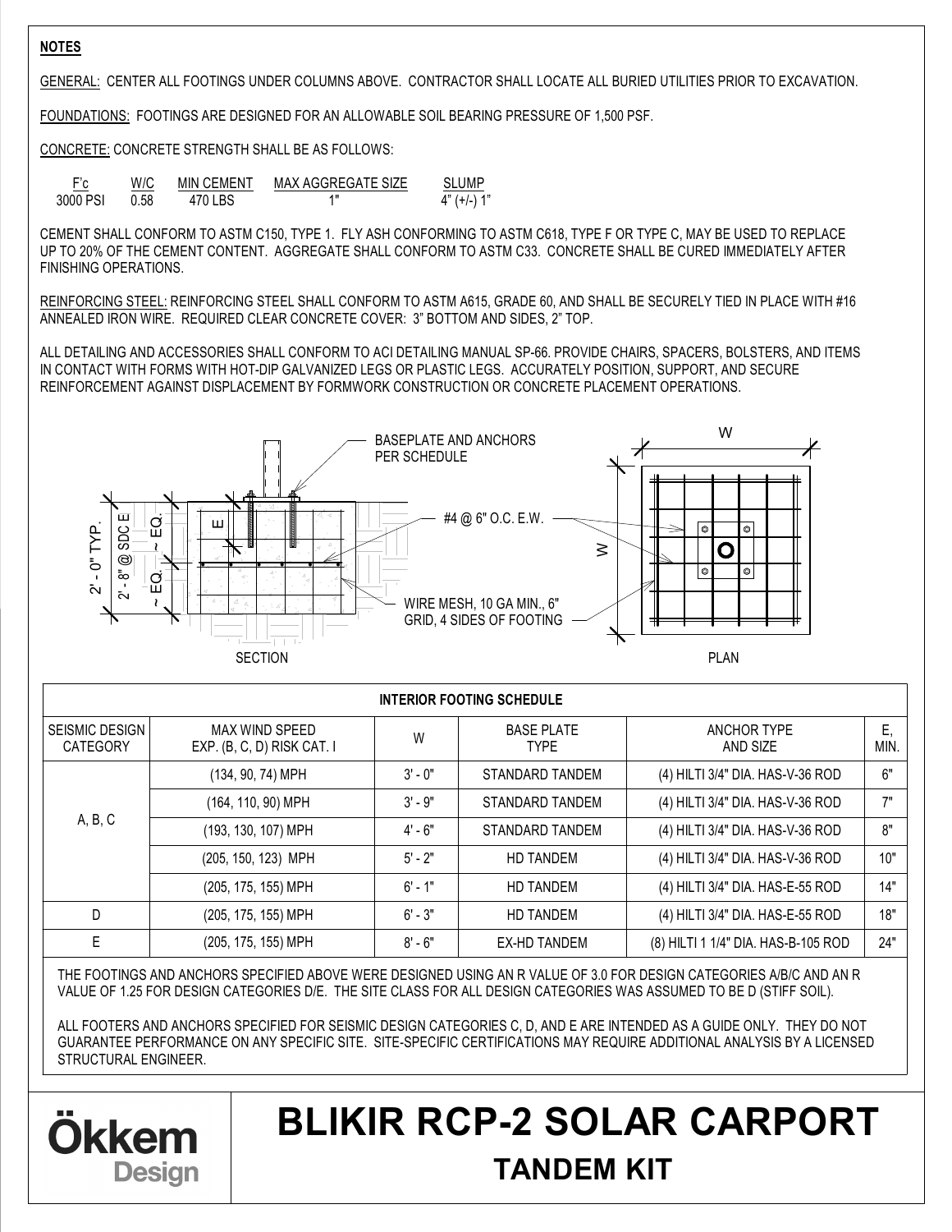**NOTES**

GENERAL: CENTER ALL FOOTINGS UNDER COLUMNS ABOVE. CONTRACTOR SHALL LOCATE ALL BURIED UTILITIES PRIOR TO EXCAVATION.

FOUNDATIONS: FOOTINGS ARE DESIGNED FOR AN ALLOWABLE SOIL BEARING PRESSURE OF 1,500 PSF.

CONCRETE: CONCRETE STRENGTH SHALL BE AS FOLLOWS:

| F'c | W/C | MIN CEMENT | MAX AGGREGATE SIZE | SLUMP |
|---|---|---|---|---|
| 3000 PSI | 0.58 | 470 LBS | 1" | 4" (+/-) 1" |

CEMENT SHALL CONFORM TO ASTM C150, TYPE 1. FLY ASH CONFORMING TO ASTM C618, TYPE F OR TYPE C, MAY BE USED TO REPLACE UP TO 20% OF THE CEMENT CONTENT. AGGREGATE SHALL CONFORM TO ASTM C33. CONCRETE SHALL BE CURED IMMEDIATELY AFTER FINISHING OPERATIONS.

REINFORCING STEEL: REINFORCING STEEL SHALL CONFORM TO ASTM A615, GRADE 60, AND SHALL BE SECURELY TIED IN PLACE WITH #16 ANNEALED IRON WIRE. REQUIRED CLEAR CONCRETE COVER: 3" BOTTOM AND SIDES, 2" TOP.

ALL DETAILING AND ACCESSORIES SHALL CONFORM TO ACI DETAILING MANUAL SP-66. PROVIDE CHAIRS, SPACERS, BOLSTERS, AND ITEMS IN CONTACT WITH FORMS WITH HOT-DIP GALVANIZED LEGS OR PLASTIC LEGS. ACCURATELY POSITION, SUPPORT, AND SECURE REINFORCEMENT AGAINST DISPLACEMENT BY FORMWORK CONSTRUCTION OR CONCRETE PLACEMENT OPERATIONS.

BASEPLATE AND ANCHORS PER SCHEDULE

#4 @ 6" O.C. E.W.

WIRE MESH, 10 GA MIN., 6" GRID, 4 SIDES OF FOOTING

2' - 0" TYP.

2' - 8" @ SDC E

~ EQ.

~ EQ.

E

W

W

SECTION

PLAN

| INTERIOR FOOTING SCHEDULE | | | | | |
|---|---|---|---|---|---|
| SEISMIC DESIGN CATEGORY | MAX WIND SPEED EXP. (B, C, D) RISK CAT. I | W | BASE PLATE TYPE | ANCHOR TYPE AND SIZE | E, MIN. |
| A, B, C | (134, 90, 74) MPH | 3' - 0" | STANDARD TANDEM | (4) HILTI 3/4" DIA. HAS-V-36 ROD | 6" |
| | (164, 110, 90) MPH | 3' - 9" | STANDARD TANDEM | (4) HILTI 3/4" DIA. HAS-V-36 ROD | 7" |
| | (193, 130, 107) MPH | 4' - 6" | STANDARD TANDEM | (4) HILTI 3/4" DIA. HAS-V-36 ROD | 8" |
| | (205, 150, 123) MPH | 5' - 2" | HD TANDEM | (4) HILTI 3/4" DIA. HAS-V-36 ROD | 10" |
| | (205, 175, 155) MPH | 6' - 1" | HD TANDEM | (4) HILTI 3/4" DIA. HAS-E-55 ROD | 14" |
| D | (205, 175, 155) MPH | 6' - 3" | HD TANDEM | (4) HILTI 3/4" DIA. HAS-E-55 ROD | 18" |
| E | (205, 175, 155) MPH | 8' - 6" | EX-HD TANDEM | (8) HILTI 1 1/4" DIA. HAS-B-105 ROD | 24" |

THE FOOTINGS AND ANCHORS SPECIFIED ABOVE WERE DESIGNED USING AN R VALUE OF 3.0 FOR DESIGN CATEGORIES A/B/C AND AN R VALUE OF 1.25 FOR DESIGN CATEGORIES D/E. THE SITE CLASS FOR ALL DESIGN CATEGORIES WAS ASSUMED TO BE D (STIFF SOIL).

ALL FOOTERS AND ANCHORS SPECIFIED FOR SEISMIC DESIGN CATEGORIES C, D, AND E ARE INTENDED AS A GUIDE ONLY. THEY DO NOT GUARANTEE PERFORMANCE ON ANY SPECIFIC SITE. SITE-SPECIFIC CERTIFICATIONS MAY REQUIRE ADDITIONAL ANALYSIS BY A LICENSED STRUCTURAL ENGINEER.

Ökkem Design

# BLIKIR RCP-2 SOLAR CARPORT

## TANDEM KIT